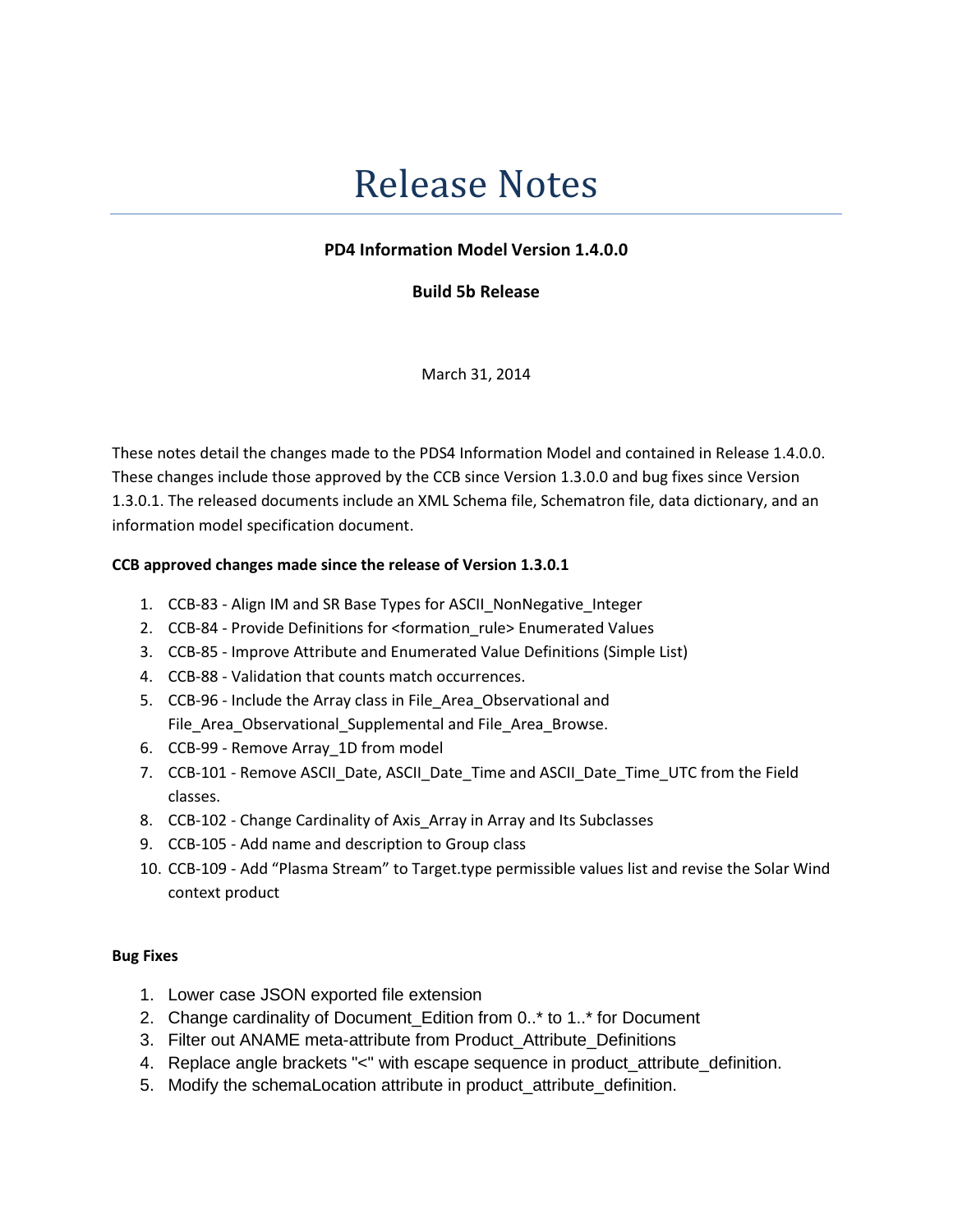# Release Notes

**PD4 Information Model Version 1.4.0.0**

**Build 5b Release**

March 31, 2014

These notes detail the changes made to the PDS4 Information Model and contained in Release 1.4.0.0. These changes include those approved by the CCB since Version 1.3.0.0 and bug fixes since Version 1.3.0.1. The released documents include an XML Schema file, Schematron file, data dictionary, and an information model specification document.

**CCB approved changes made since the release of Version 1.3.0.1**

1. CCB-83 - Align IM and SR Base Types for ASCII_NonNegative_Integer
2. CCB-84 - Provide Definitions for <formation_rule> Enumerated Values
3. CCB-85 - Improve Attribute and Enumerated Value Definitions (Simple List)
4. CCB-88 - Validation that counts match occurrences.
5. CCB-96 - Include the Array class in File_Area_Observational and File_Area_Observational_Supplemental and File_Area_Browse.
6. CCB-99 - Remove Array_1D from model
7. CCB-101 - Remove ASCII_Date, ASCII_Date_Time and ASCII_Date_Time_UTC from the Field classes.
8. CCB-102 - Change Cardinality of Axis_Array in Array and Its Subclasses
9. CCB-105 - Add name and description to Group class
10. CCB-109 - Add “Plasma Stream” to Target.type permissible values list and revise the Solar Wind context product

**Bug Fixes**

1. Lower case JSON exported file extension
2. Change cardinality of Document_Edition from 0..* to 1..* for Document
3. Filter out ANAME meta-attribute from Product_Attribute_Definitions
4. Replace angle brackets "<" with escape sequence in product_attribute_definition.
5. Modify the schemaLocation attribute in product_attribute_definition.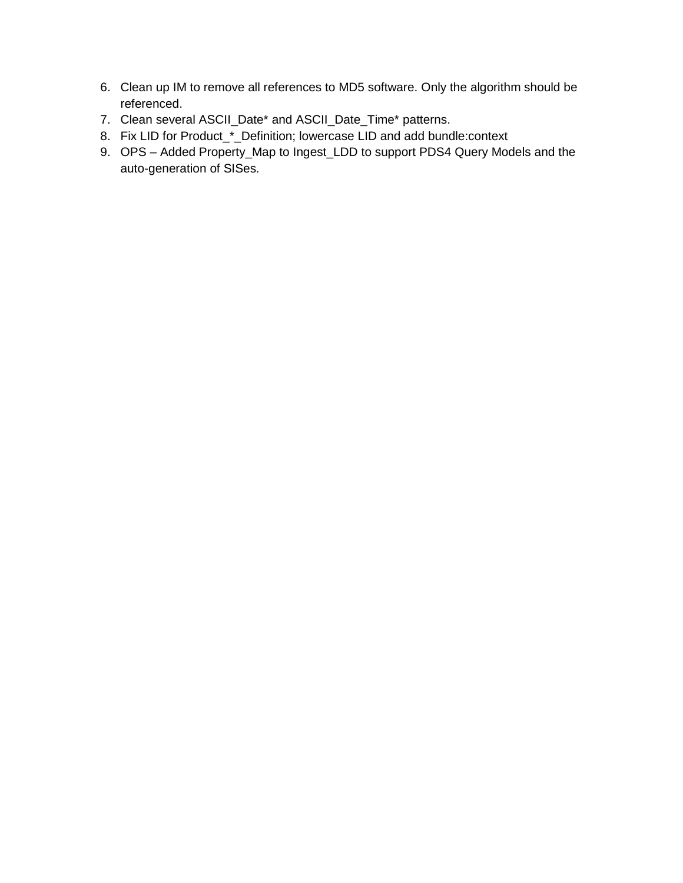6. Clean up IM to remove all references to MD5 software. Only the algorithm should be referenced.
7. Clean several ASCII_Date* and ASCII_Date_Time* patterns.
8. Fix LID for Product_*_Definition; lowercase LID and add bundle:context
9. OPS – Added Property_Map to Ingest_LDD to support PDS4 Query Models and the auto-generation of SISes.